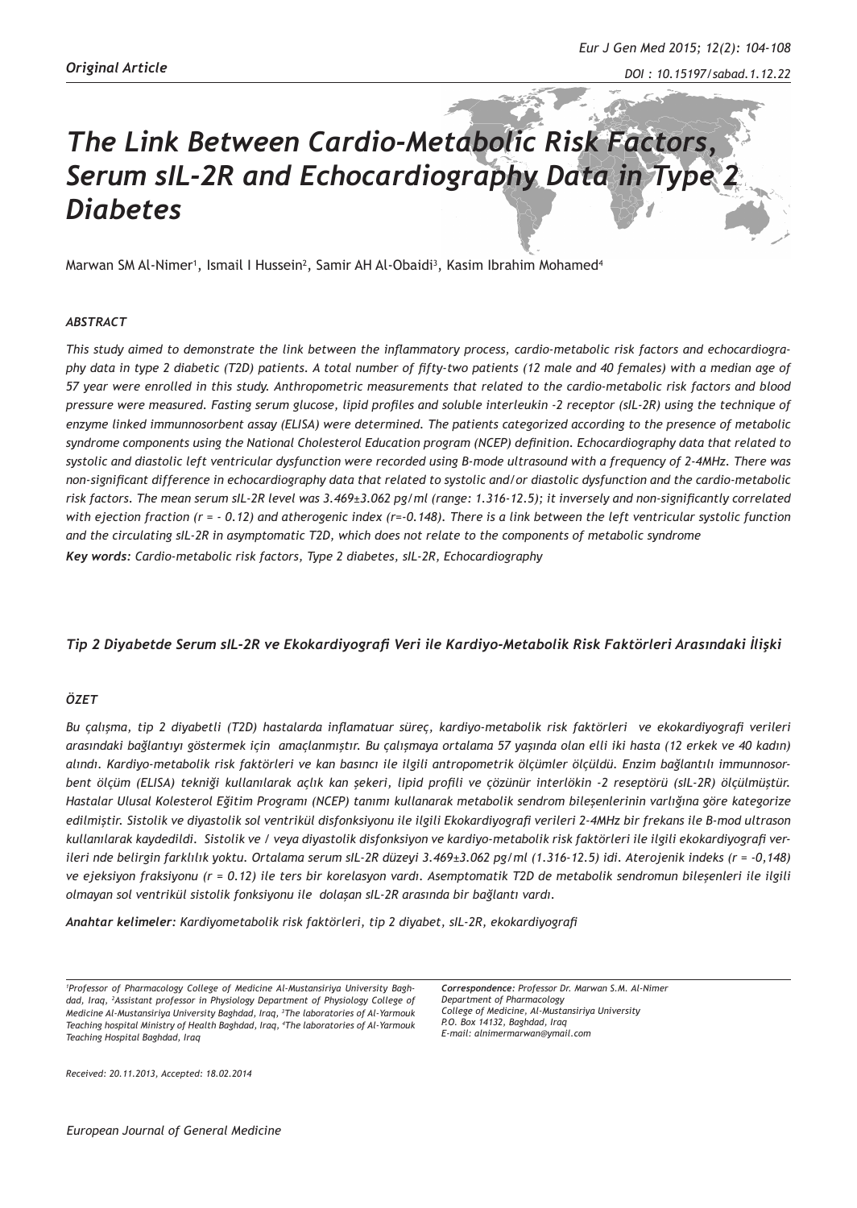*Original Article*

# *The Link Between Cardio-Metabolic Risk Factors, Serum sIL-2R and Echocardiography Data in Type 2 Diabetes*

Marwan SM Al-Nimer[1], Ismail I Hussein[2], Samir AH Al-Obaidi[3], Kasim Ibrahim Mohamed[4]

### *ABSTRACT*

*This study aimed to demonstrate the link between the inflammatory process, cardio-metabolic risk factors and echocardiography data in type 2 diabetic (T2D) patients. A total number of fifty-two patients (12 male and 40 females) with a median age of 57 year were enrolled in this study. Anthropometric measurements that related to the cardio-metabolic risk factors and blood pressure were measured. Fasting serum glucose, lipid profiles and soluble interleukin -2 receptor (sIL-2R) using the technique of enzyme linked immunnosorbent assay (ELISA) were determined. The patients categorized according to the presence of metabolic syndrome components using the National Cholesterol Education program (NCEP) definition. Echocardiography data that related to systolic and diastolic left ventricular dysfunction were recorded using B-mode ultrasound with a frequency of 2-4MHz. There was non-significant difference in echocardiography data that related to systolic and/or diastolic dysfunction and the cardio-metabolic risk factors. The mean serum sIL-2R level was 3.469±3.062 pg/ml (range: 1.316-12.5); it inversely and non-significantly correlated with ejection fraction (r = - 0.12) and atherogenic index (r=-0.148). There is a link between the left ventricular systolic function and the circulating sIL-2R in asymptomatic T2D, which does not relate to the components of metabolic syndrome*

***Key words:*** *Cardio-metabolic risk factors, Type 2 diabetes, sIL-2R, Echocardiography*

## *Tip 2 Diyabetde Serum sIL-2R ve Ekokardiyografi Veri ile Kardiyo-Metabolik Risk Faktörleri Arasındaki İlişki*

### *ÖZET*

*Bu çalışma, tip 2 diyabetli (T2D) hastalarda inflamatuar süreç, kardiyo-metabolik risk faktörleri ve ekokardiyografi verileri arasındaki bağlantıyı göstermek için amaçlanmıştır. Bu çalışmaya ortalama 57 yaşında olan elli iki hasta (12 erkek ve 40 kadın) alındı. Kardiyo-metabolik risk faktörleri ve kan basıncı ile ilgili antropometrik ölçümler ölçüldü. Enzim bağlantılı immunnosorbent ölçüm (ELISA) tekniği kullanılarak açlık kan şekeri, lipid profili ve çözünür interlökin -2 reseptörü (sIL-2R) ölçülmüştür. Hastalar Ulusal Kolesterol Eğitim Programı (NCEP) tanımı kullanarak metabolik sendrom bileşenlerinin varlığına göre kategorize edilmiştir. Sistolik ve diyastolik sol ventrikül disfonksiyonu ile ilgili Ekokardiyografi verileri 2-4MHz bir frekans ile B-mod ultrason kullanılarak kaydedildi. Sistolik ve / veya diyastolik sol ventrikül disfonksiyon ve kardiyo-metabolik risk faktörleri ile ilgili ekokardiyografi verileri nde belirgin farklılık yoktu. Ortalama serum sIL-2R düzeyi 3.469±3.062 pg/ml (1.316-12.5) idi. Aterojenik indeks (r = -0,148) ve ejeksiyon fraksiyonu (r = 0.12) ile ters bir korelasyon vardı. Asemptomatik T2D de metabolik sendromun bileşenleri ile ilgili olmayan sol ventrikül sistolik fonksiyonu ile dolaşan sIL-2R arasında bir bağlantı vardı.*

***Anahtar kelimeler:*** *Kardiyometabolik risk faktörleri, tip 2 diyabet, sIL-2R, ekokardiyografi*

---

*[1]Professor of Pharmacology College of Medicine Al-Mustansiriya University Baghdad, Iraq, [2]Assistant professor in Physiology Department of Physiology College of Medicine Al-Mustansiriya University Baghdad, Iraq, [3]The laboratories of Al-Yarmouk Teaching hospital Ministry of Health Baghdad, Iraq, [4]The laboratories of Al-Yarmouk Teaching Hospital Baghdad, Iraq*

***Correspondence:*** *Professor Dr. Marwan S.M. Al-Nimer*
*Department of Pharmacology*
*College of Medicine, Al-Mustansiriya University*
*P.O. Box 14132, Baghdad, Iraq*
*E-mail: alnimermarwan@ymail.com*

*Received: 20.11.2013, Accepted: 18.02.2014*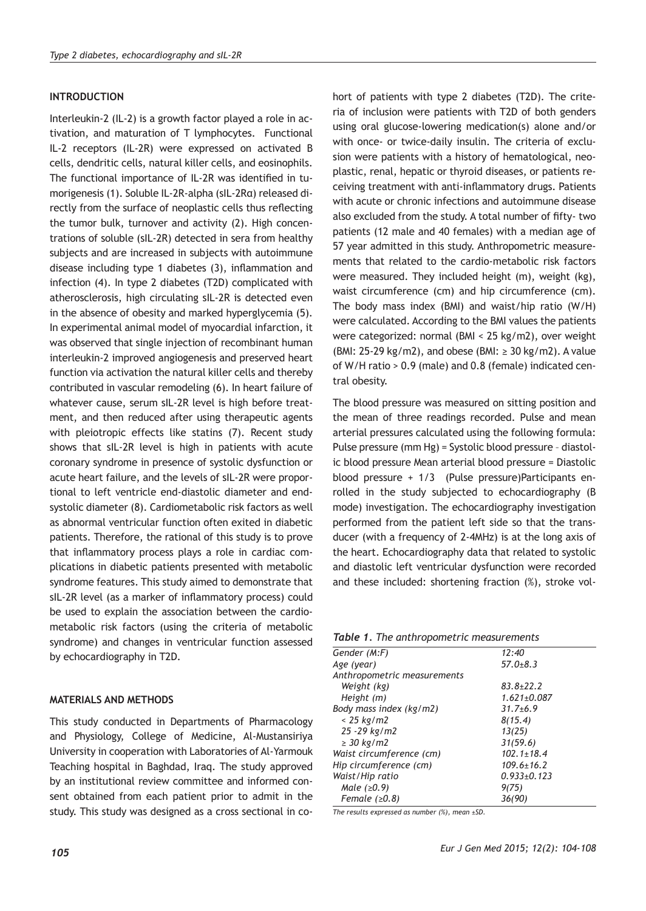## INTRODUCTION

Interleukin-2 (IL-2) is a growth factor played a role in activation, and maturation of T lymphocytes. Functional IL-2 receptors (IL-2R) were expressed on activated B cells, dendritic cells, natural killer cells, and eosinophils. The functional importance of IL-2R was identified in tumorigenesis (1). Soluble IL-2R-alpha (sIL-2Rα) released directly from the surface of neoplastic cells thus reflecting the tumor bulk, turnover and activity (2). High concentrations of soluble (sIL-2R) detected in sera from healthy subjects and are increased in subjects with autoimmune disease including type 1 diabetes (3), inflammation and infection (4). In type 2 diabetes (T2D) complicated with atherosclerosis, high circulating sIL-2R is detected even in the absence of obesity and marked hyperglycemia (5). In experimental animal model of myocardial infarction, it was observed that single injection of recombinant human interleukin-2 improved angiogenesis and preserved heart function via activation the natural killer cells and thereby contributed in vascular remodeling (6). In heart failure of whatever cause, serum sIL-2R level is high before treatment, and then reduced after using therapeutic agents with pleiotropic effects like statins (7). Recent study shows that sIL-2R level is high in patients with acute coronary syndrome in presence of systolic dysfunction or acute heart failure, and the levels of sIL-2R were proportional to left ventricle end-diastolic diameter and end-systolic diameter (8). Cardiometabolic risk factors as well as abnormal ventricular function often exited in diabetic patients. Therefore, the rational of this study is to prove that inflammatory process plays a role in cardiac complications in diabetic patients presented with metabolic syndrome features. This study aimed to demonstrate that sIL-2R level (as a marker of inflammatory process) could be used to explain the association between the cardiometabolic risk factors (using the criteria of metabolic syndrome) and changes in ventricular function assessed by echocardiography in T2D.

## MATERIALS AND METHODS

This study conducted in Departments of Pharmacology and Physiology, College of Medicine, Al-Mustansiriya University in cooperation with Laboratories of Al-Yarmouk Teaching hospital in Baghdad, Iraq. The study approved by an institutional review committee and informed consent obtained from each patient prior to admit in the study. This study was designed as a cross sectional in cohort of patients with type 2 diabetes (T2D). The criteria of inclusion were patients with T2D of both genders using oral glucose-lowering medication(s) alone and/or with once- or twice-daily insulin. The criteria of exclusion were patients with a history of hematological, neoplastic, renal, hepatic or thyroid diseases, or patients receiving treatment with anti-inflammatory drugs. Patients with acute or chronic infections and autoimmune disease also excluded from the study. A total number of fifty- two patients (12 male and 40 females) with a median age of 57 year admitted in this study. Anthropometric measurements that related to the cardio-metabolic risk factors were measured. They included height (m), weight (kg), waist circumference (cm) and hip circumference (cm). The body mass index (BMI) and waist/hip ratio (W/H) were calculated. According to the BMI values the patients were categorized: normal (BMI < 25 kg/m2), over weight (BMI: 25-29 kg/m2), and obese (BMI: ≥ 30 kg/m2). A value of W/H ratio > 0.9 (male) and 0.8 (female) indicated central obesity.

The blood pressure was measured on sitting position and the mean of three readings recorded. Pulse and mean arterial pressures calculated using the following formula: Pulse pressure (mm Hg) = Systolic blood pressure – diastolic blood pressure Mean arterial blood pressure = Diastolic blood pressure + 1/3 (Pulse pressure)Participants enrolled in the study subjected to echocardiography (B mode) investigation. The echocardiography investigation performed from the patient left side so that the transducer (with a frequency of 2-4MHz) is at the long axis of the heart. Echocardiography data that related to systolic and diastolic left ventricular dysfunction were recorded and these included: shortening fraction (%), stroke vol-

*Table 1. The anthropometric measurements*

| | |
|---|---|
| Gender (M:F) | 12:40 |
| Age (year) | 57.0±8.3 |
| Anthropometric measurements | |
| Weight (kg) | 83.8±22.2 |
| Height (m) | 1.621±0.087 |
| Body mass index (kg/m2) | 31.7±6.9 |
| < 25 kg/m2 | 8(15.4) |
| 25 -29 kg/m2 | 13(25) |
| ≥ 30 kg/m2 | 31(59.6) |
| Waist circumference (cm) | 102.1±18.4 |
| Hip circumference (cm) | 109.6±16.2 |
| Waist/Hip ratio | 0.933±0.123 |
| Male (≥0.9) | 9(75) |
| Female (≥0.8) | 36(90) |

*The results expressed as number (%), mean ±SD.*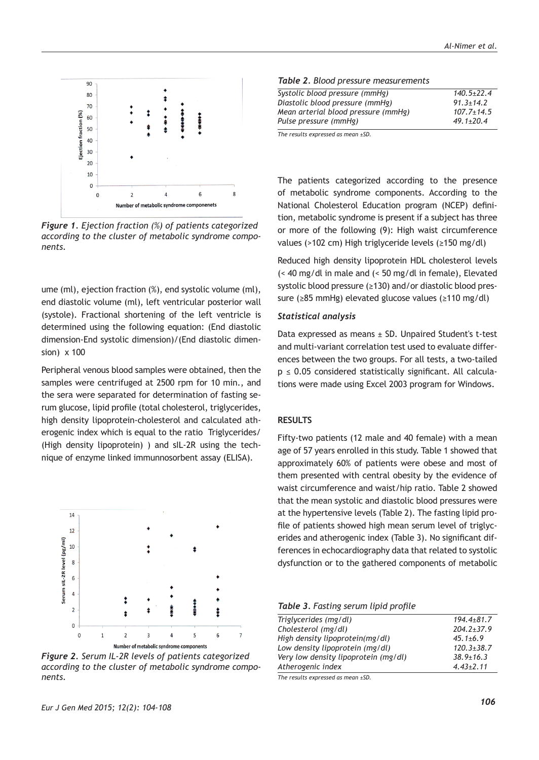*Figure 1. Ejection fraction (%) of patients categorized according to the cluster of metabolic syndrome components.*

ume (ml), ejection fraction (%), end systolic volume (ml), end diastolic volume (ml), left ventricular posterior wall (systole). Fractional shortening of the left ventricle is determined using the following equation: (End diastolic dimension-End systolic dimension)/(End diastolic dimension) x 100

Peripheral venous blood samples were obtained, then the samples were centrifuged at 2500 rpm for 10 min., and the sera were separated for determination of fasting serum glucose, lipid profile (total cholesterol, triglycerides, high density lipoprotein-cholesterol and calculated atherogenic index which is equal to the ratio Triglycerides/(High density lipoprotein) ) and sIL-2R using the technique of enzyme linked immunnosorbent assay (ELISA).

*Figure 2. Serum IL-2R levels of patients categorized according to the cluster of metabolic syndrome components.*

*Table 2. Blood pressure measurements*

| | |
|---|---|
| Systolic blood pressure (mmHg) | 140.5±22.4 |
| Diastolic blood pressure (mmHg) | 91.3±14.2 |
| Mean arterial blood pressure (mmHg) | 107.7±14.5 |
| Pulse pressure (mmHg) | 49.1±20.4 |

*The results expressed as mean ±SD.*

The patients categorized according to the presence of metabolic syndrome components. According to the National Cholesterol Education program (NCEP) definition, metabolic syndrome is present if a subject has three or more of the following (9): High waist circumference values (>102 cm) High triglyceride levels (≥150 mg/dl)

Reduced high density lipoprotein HDL cholesterol levels (< 40 mg/dl in male and (< 50 mg/dl in female), Elevated systolic blood pressure (≥130) and/or diastolic blood pressure (≥85 mmHg) elevated glucose values (≥110 mg/dl)

### *Statistical analysis*

Data expressed as means ± SD. Unpaired Student's t-test and multi-variant correlation test used to evaluate differences between the two groups. For all tests, a two-tailed $p \leq 0.05$ considered statistically significant. All calculations were made using Excel 2003 program for Windows.

## RESULTS

Fifty-two patients (12 male and 40 female) with a mean age of 57 years enrolled in this study. Table 1 showed that approximately 60% of patients were obese and most of them presented with central obesity by the evidence of waist circumference and waist/hip ratio. Table 2 showed that the mean systolic and diastolic blood pressures were at the hypertensive levels (Table 2). The fasting lipid profile of patients showed high mean serum level of triglycerides and atherogenic index (Table 3). No significant differences in echocardiography data that related to systolic dysfunction or to the gathered components of metabolic

*Table 3. Fasting serum lipid profile*

| | |
|---|---|
| Triglycerides (mg/dl) | 194.4±81.7 |
| Cholesterol (mg/dl) | 204.2±37.9 |
| High density lipoprotein(mg/dl) | 45.1±6.9 |
| Low density lipoprotein (mg/dl) | 120.3±38.7 |
| Very low density lipoprotein (mg/dl) | 38.9±16.3 |
| Atherogenic index | 4.43±2.11 |

*The results expressed as mean ±SD.*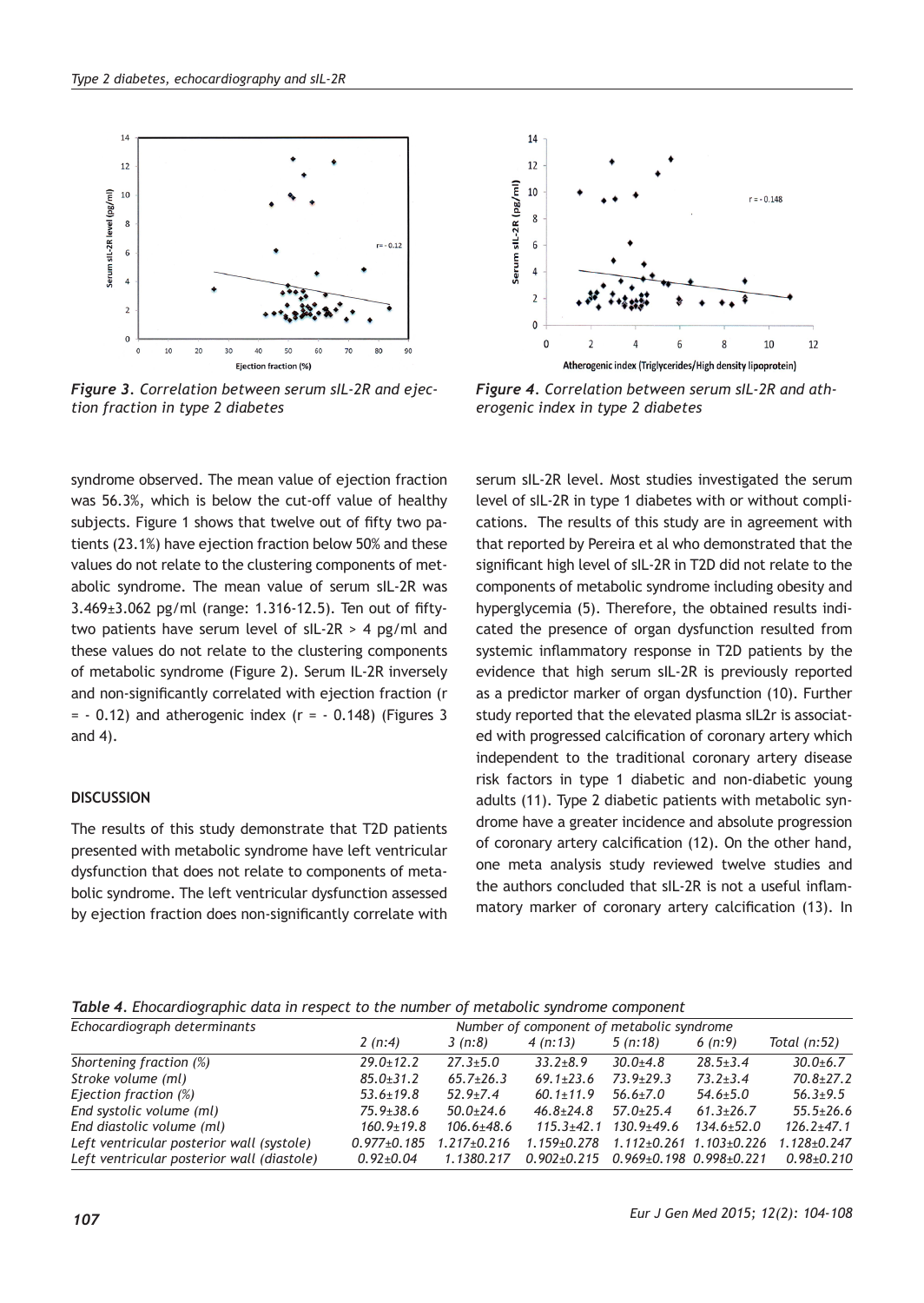*Figure 3. Correlation between serum sIL-2R and ejection fraction in type 2 diabetes*

*Figure 4. Correlation between serum sIL-2R and atherogenic index in type 2 diabetes*

syndrome observed. The mean value of ejection fraction was 56.3%, which is below the cut-off value of healthy subjects. Figure 1 shows that twelve out of fifty two patients (23.1%) have ejection fraction below 50% and these values do not relate to the clustering components of metabolic syndrome. The mean value of serum sIL-2R was 3.469±3.062 pg/ml (range: 1.316-12.5). Ten out of fifty-two patients have serum level of sIL-2R > 4 pg/ml and these values do not relate to the clustering components of metabolic syndrome (Figure 2). Serum IL-2R inversely and non-significantly correlated with ejection fraction (r = - 0.12) and atherogenic index (r = - 0.148) (Figures 3 and 4).

## DISCUSSION

The results of this study demonstrate that T2D patients presented with metabolic syndrome have left ventricular dysfunction that does not relate to components of metabolic syndrome. The left ventricular dysfunction assessed by ejection fraction does non-significantly correlate with serum sIL-2R level. Most studies investigated the serum level of sIL-2R in type 1 diabetes with or without complications. The results of this study are in agreement with that reported by Pereira et al who demonstrated that the significant high level of sIL-2R in T2D did not relate to the components of metabolic syndrome including obesity and hyperglycemia (5). Therefore, the obtained results indicated the presence of organ dysfunction resulted from systemic inflammatory response in T2D patients by the evidence that high serum sIL-2R is previously reported as a predictor marker of organ dysfunction (10). Further study reported that the elevated plasma sIL2r is associated with progressed calcification of coronary artery which independent to the traditional coronary artery disease risk factors in type 1 diabetic and non-diabetic young adults (11). Type 2 diabetic patients with metabolic syndrome have a greater incidence and absolute progression of coronary artery calcification (12). On the other hand, one meta analysis study reviewed twelve studies and the authors concluded that sIL-2R is not a useful inflammatory marker of coronary artery calcification (13). In

*Table 4. Ehocardiographic data in respect to the number of metabolic syndrome component*

| Echocardiograph determinants | Number of component of metabolic syndrome | | | | | |
|---|---|---|---|---|---|---|
| | 2 (n:4) | 3 (n:8) | 4 (n:13) | 5 (n:18) | 6 (n:9) | Total (n:52) |
| Shortening fraction (%) | 29.0±12.2 | 27.3±5.0 | 33.2±8.9 | 30.0±4.8 | 28.5±3.4 | 30.0±6.7 |
| Stroke volume (ml) | 85.0±31.2 | 65.7±26.3 | 69.1±23.6 | 73.9±29.3 | 73.2±3.4 | 70.8±27.2 |
| Ejection fraction (%) | 53.6±19.8 | 52.9±7.4 | 60.1±11.9 | 56.6±7.0 | 54.6±5.0 | 56.3±9.5 |
| End systolic volume (ml) | 75.9±38.6 | 50.0±24.6 | 46.8±24.8 | 57.0±25.4 | 61.3±26.7 | 55.5±26.6 |
| End diastolic volume (ml) | 160.9±19.8 | 106.6±48.6 | 115.3±42.1 | 130.9±49.6 | 134.6±52.0 | 126.2±47.1 |
| Left ventricular posterior wall (systole) | 0.977±0.185 | 1.217±0.216 | 1.159±0.278 | 1.112±0.261 | 1.103±0.226 | 1.128±0.247 |
| Left ventricular posterior wall (diastole) | 0.92±0.04 | 1.1380.217 | 0.902±0.215 | 0.969±0.198 | 0.998±0.221 | 0.98±0.210 |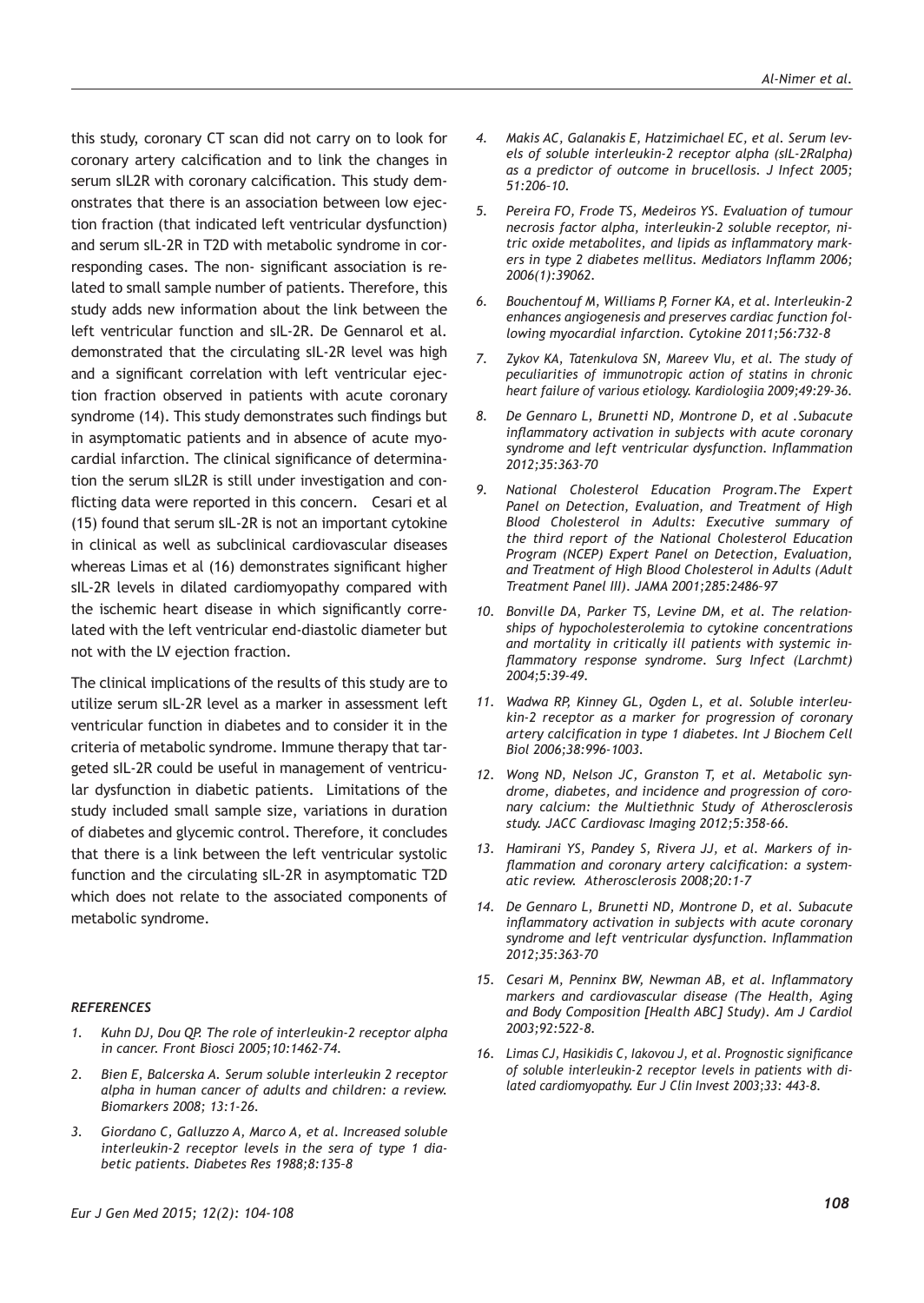this study, coronary CT scan did not carry on to look for coronary artery calcification and to link the changes in serum sIL2R with coronary calcification. This study demonstrates that there is an association between low ejection fraction (that indicated left ventricular dysfunction) and serum sIL-2R in T2D with metabolic syndrome in corresponding cases. The non- significant association is related to small sample number of patients. Therefore, this study adds new information about the link between the left ventricular function and sIL-2R. De Gennarol et al. demonstrated that the circulating sIL-2R level was high and a significant correlation with left ventricular ejection fraction observed in patients with acute coronary syndrome (14). This study demonstrates such findings but in asymptomatic patients and in absence of acute myocardial infarction. The clinical significance of determination the serum sIL2R is still under investigation and conflicting data were reported in this concern. Cesari et al (15) found that serum sIL-2R is not an important cytokine in clinical as well as subclinical cardiovascular diseases whereas Limas et al (16) demonstrates significant higher sIL-2R levels in dilated cardiomyopathy compared with the ischemic heart disease in which significantly correlated with the left ventricular end-diastolic diameter but not with the LV ejection fraction.

The clinical implications of the results of this study are to utilize serum sIL-2R level as a marker in assessment left ventricular function in diabetes and to consider it in the criteria of metabolic syndrome. Immune therapy that targeted sIL-2R could be useful in management of ventricular dysfunction in diabetic patients. Limitations of the study included small sample size, variations in duration of diabetes and glycemic control. Therefore, it concludes that there is a link between the left ventricular systolic function and the circulating sIL-2R in asymptomatic T2D which does not relate to the associated components of metabolic syndrome.

### *REFERENCES*

1. *Kuhn DJ, Dou QP. The role of interleukin-2 receptor alpha in cancer. Front Biosci 2005;10:1462-74.*
2. *Bien E, Balcerska A. Serum soluble interleukin 2 receptor alpha in human cancer of adults and children: a review. Biomarkers 2008; 13:1-26.*
3. *Giordano C, Galluzzo A, Marco A, et al. Increased soluble interleukin-2 receptor levels in the sera of type 1 diabetic patients. Diabetes Res 1988;8:135-8*
4. *Makis AC, Galanakis E, Hatzimichael EC, et al. Serum levels of soluble interleukin-2 receptor alpha (sIL-2Ralpha) as a predictor of outcome in brucellosis. J Infect 2005; 51:206-10.*
5. *Pereira FO, Frode TS, Medeiros YS. Evaluation of tumour necrosis factor alpha, interleukin-2 soluble receptor, nitric oxide metabolites, and lipids as inflammatory markers in type 2 diabetes mellitus. Mediators Inflamm 2006; 2006(1):39062.*
6. *Bouchentouf M, Williams P, Forner KA, et al. Interleukin-2 enhances angiogenesis and preserves cardiac function following myocardial infarction. Cytokine 2011;56:732-8*
7. *Zykov KA, Tatenkulova SN, Mareev VIu, et al. The study of peculiarities of immunotropic action of statins in chronic heart failure of various etiology. Kardiologiia 2009;49:29-36.*
8. *De Gennaro L, Brunetti ND, Montrone D, et al .Subacute inflammatory activation in subjects with acute coronary syndrome and left ventricular dysfunction. Inflammation 2012;35:363-70*
9. *National Cholesterol Education Program.The Expert Panel on Detection, Evaluation, and Treatment of High Blood Cholesterol in Adults: Executive summary of the third report of the National Cholesterol Education Program (NCEP) Expert Panel on Detection, Evaluation, and Treatment of High Blood Cholesterol in Adults (Adult Treatment Panel III). JAMA 2001;285:2486-97*
10. *Bonville DA, Parker TS, Levine DM, et al. The relationships of hypocholesterolemia to cytokine concentrations and mortality in critically ill patients with systemic inflammatory response syndrome. Surg Infect (Larchmt) 2004;5:39-49.*
11. *Wadwa RP, Kinney GL, Ogden L, et al. Soluble interleukin-2 receptor as a marker for progression of coronary artery calcification in type 1 diabetes. Int J Biochem Cell Biol 2006;38:996-1003.*
12. *Wong ND, Nelson JC, Granston T, et al. Metabolic syndrome, diabetes, and incidence and progression of coronary calcium: the Multiethnic Study of Atherosclerosis study. JACC Cardiovasc Imaging 2012;5:358-66.*
13. *Hamirani YS, Pandey S, Rivera JJ, et al. Markers of inflammation and coronary artery calcification: a systematic review. Atherosclerosis 2008;20:1-7*
14. *De Gennaro L, Brunetti ND, Montrone D, et al. Subacute inflammatory activation in subjects with acute coronary syndrome and left ventricular dysfunction. Inflammation 2012;35:363-70*
15. *Cesari M, Penninx BW, Newman AB, et al. Inflammatory markers and cardiovascular disease (The Health, Aging and Body Composition [Health ABC] Study). Am J Cardiol 2003;92:522-8.*
16. *Limas CJ, Hasikidis C, Iakovou J, et al. Prognostic significance of soluble interleukin-2 receptor levels in patients with dilated cardiomyopathy. Eur J Clin Invest 2003;33: 443-8.*